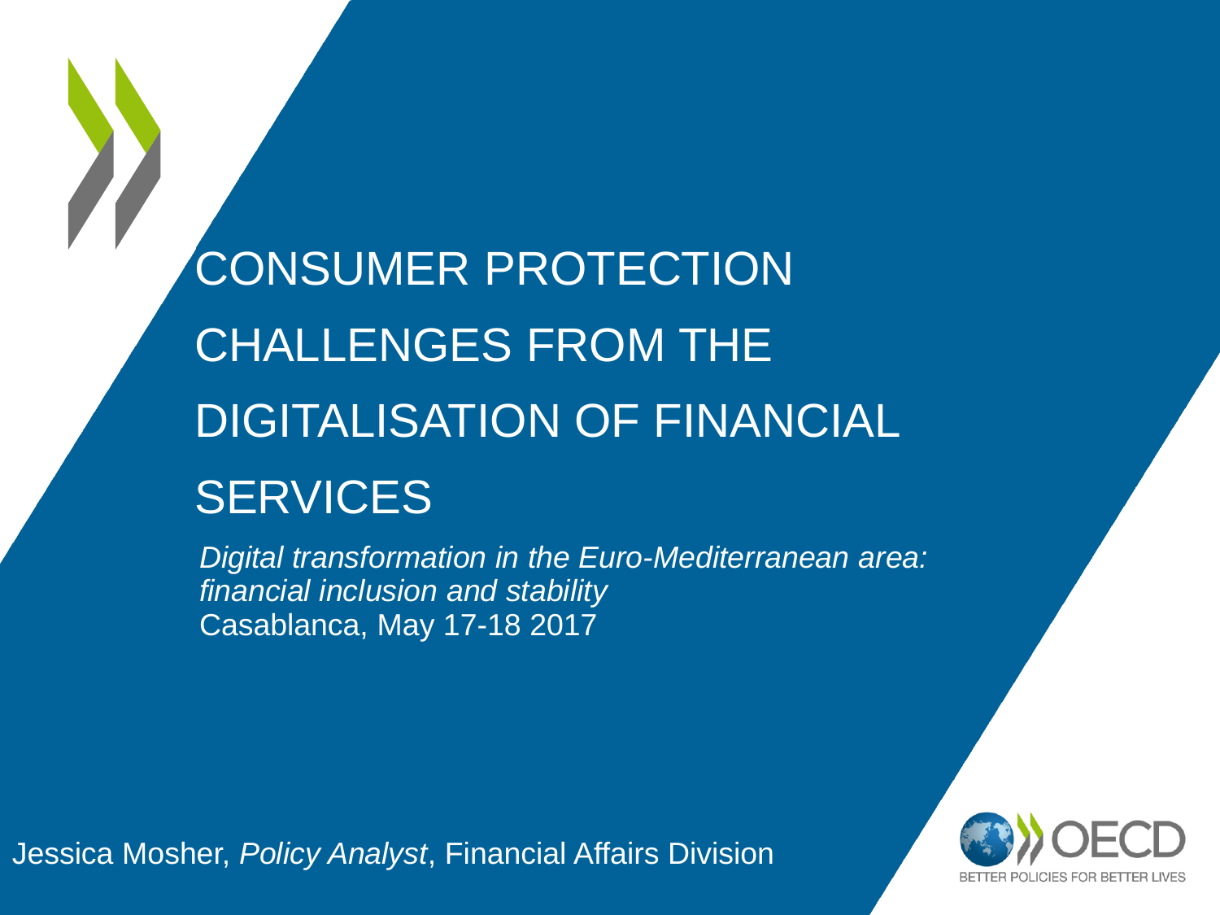# CONSUMER PROTECTION CHALLENGES FROM THE DIGITALISATION OF FINANCIAL SERVICES

*Digital transformation in the Euro-Mediterranean area: financial inclusion and stability*
Casablanca, May 17-18 2017

Jessica Mosher, *Policy Analyst*, Financial Affairs Division

OECD
BETTER POLICIES FOR BETTER LIVES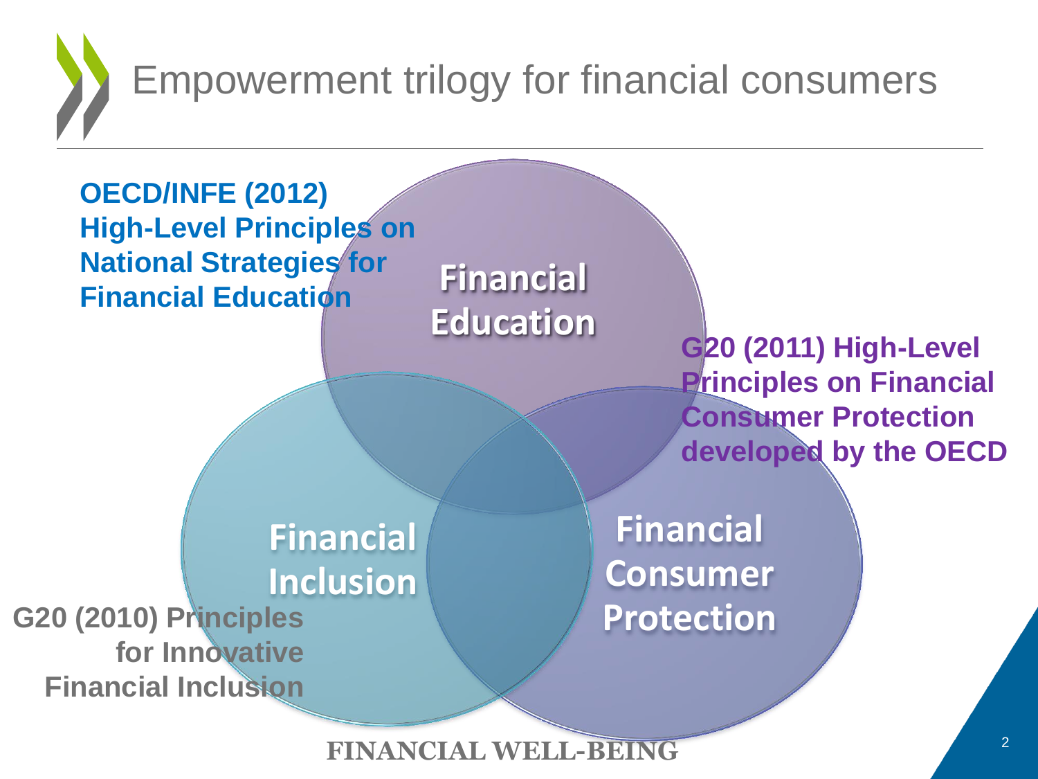# Empowerment trilogy for financial consumers

**OECD/INFE (2012) High-Level Principles on National Strategies for Financial Education**

**Financial Education**

**G20 (2011) High-Level Principles on Financial Consumer Protection developed by the OECD**

**Financial Inclusion**

**Financial Consumer Protection**

**G20 (2010) Principles for Innovative Financial Inclusion**

**FINANCIAL WELL-BEING**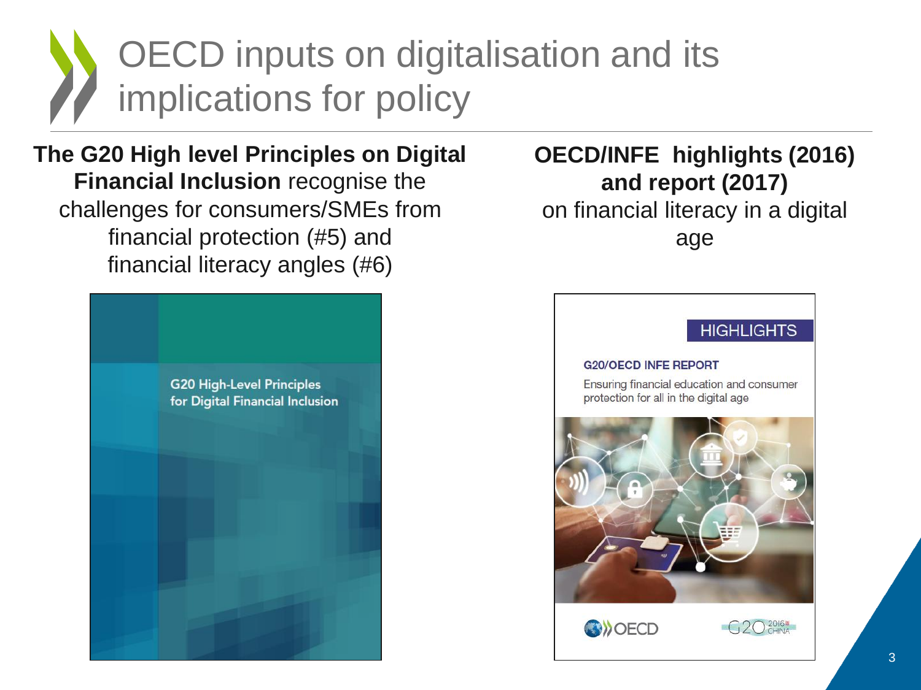# OECD inputs on digitalisation and its implications for policy

**The G20 High level Principles on Digital Financial Inclusion** recognise the challenges for consumers/SMEs from financial protection (#5) and financial literacy angles (#6)

G20 High-Level Principles for Digital Financial Inclusion

**OECD/INFE highlights (2016) and report (2017)** on financial literacy in a digital age

HIGHLIGHTS

G20/OECD INFE REPORT

Ensuring financial education and consumer protection for all in the digital age

OECD

G20 2016 CHINA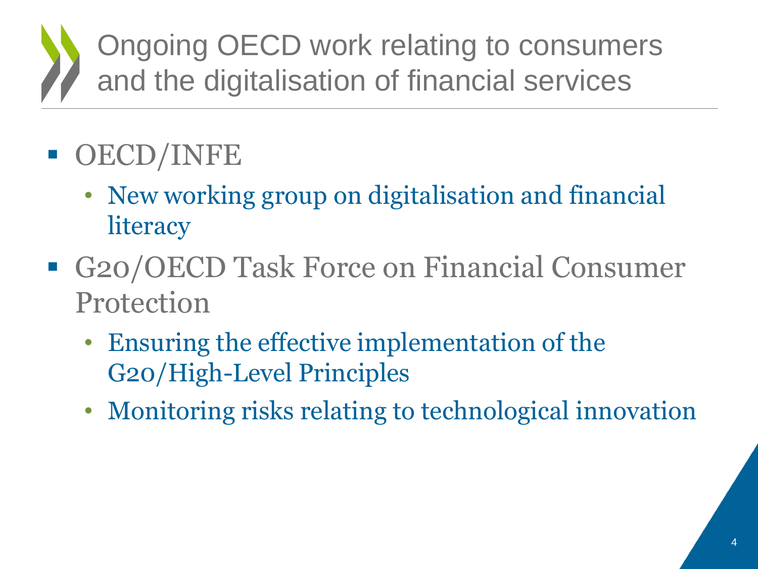# Ongoing OECD work relating to consumers and the digitalisation of financial services

- OECD/INFE
  - New working group on digitalisation and financial literacy
- G20/OECD Task Force on Financial Consumer Protection
  - Ensuring the effective implementation of the G20/High-Level Principles
  - Monitoring risks relating to technological innovation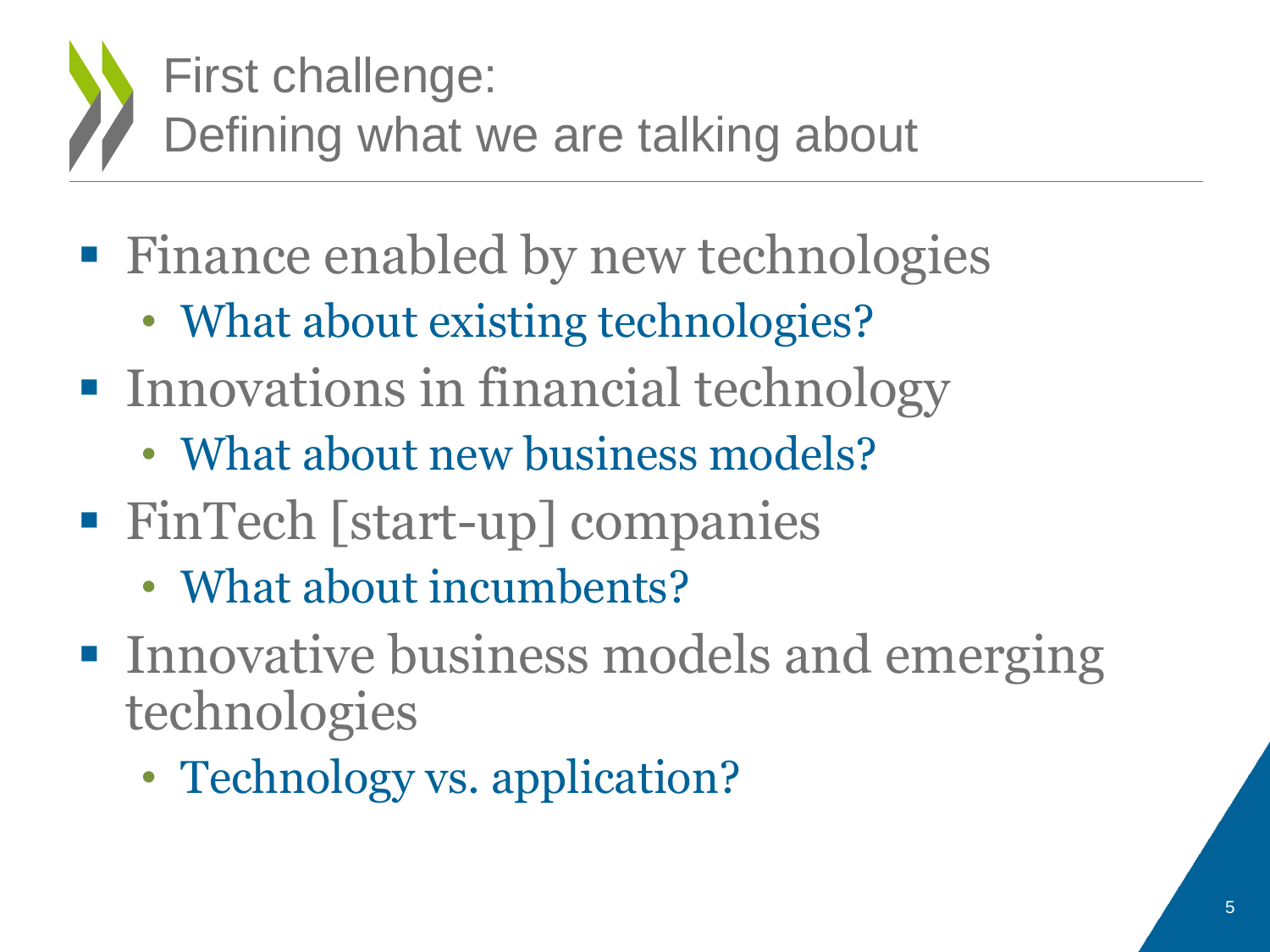# First challenge: Defining what we are talking about

- Finance enabled by new technologies
  - What about existing technologies?
- Innovations in financial technology
  - What about new business models?
- FinTech [start-up] companies
  - What about incumbents?
- Innovative business models and emerging technologies
  - Technology vs. application?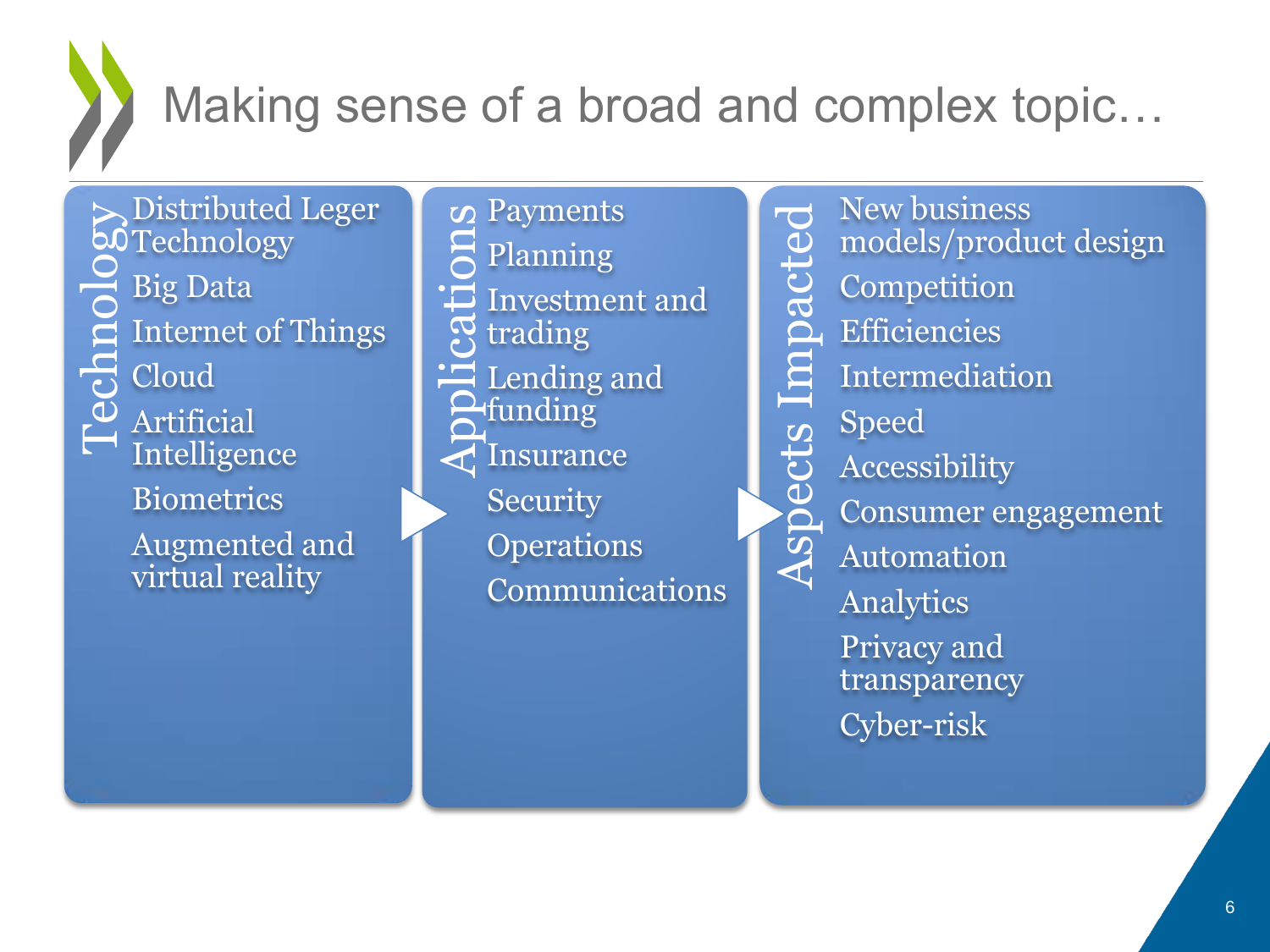# Making sense of a broad and complex topic…

**Technology**

- Distributed Leger Technology
- Big Data
- Internet of Things
- Cloud
- Artificial Intelligence
- Biometrics
- Augmented and virtual reality

**Applications**

- Payments
- Planning
- Investment and trading
- Lending and funding
- Insurance
- Security
- Operations
- Communications

**Aspects Impacted**

- New business models/product design
- Competition
- Efficiencies
- Intermediation
- Speed
- Accessibility
- Consumer engagement
- Automation
- Analytics
- Privacy and transparency
- Cyber-risk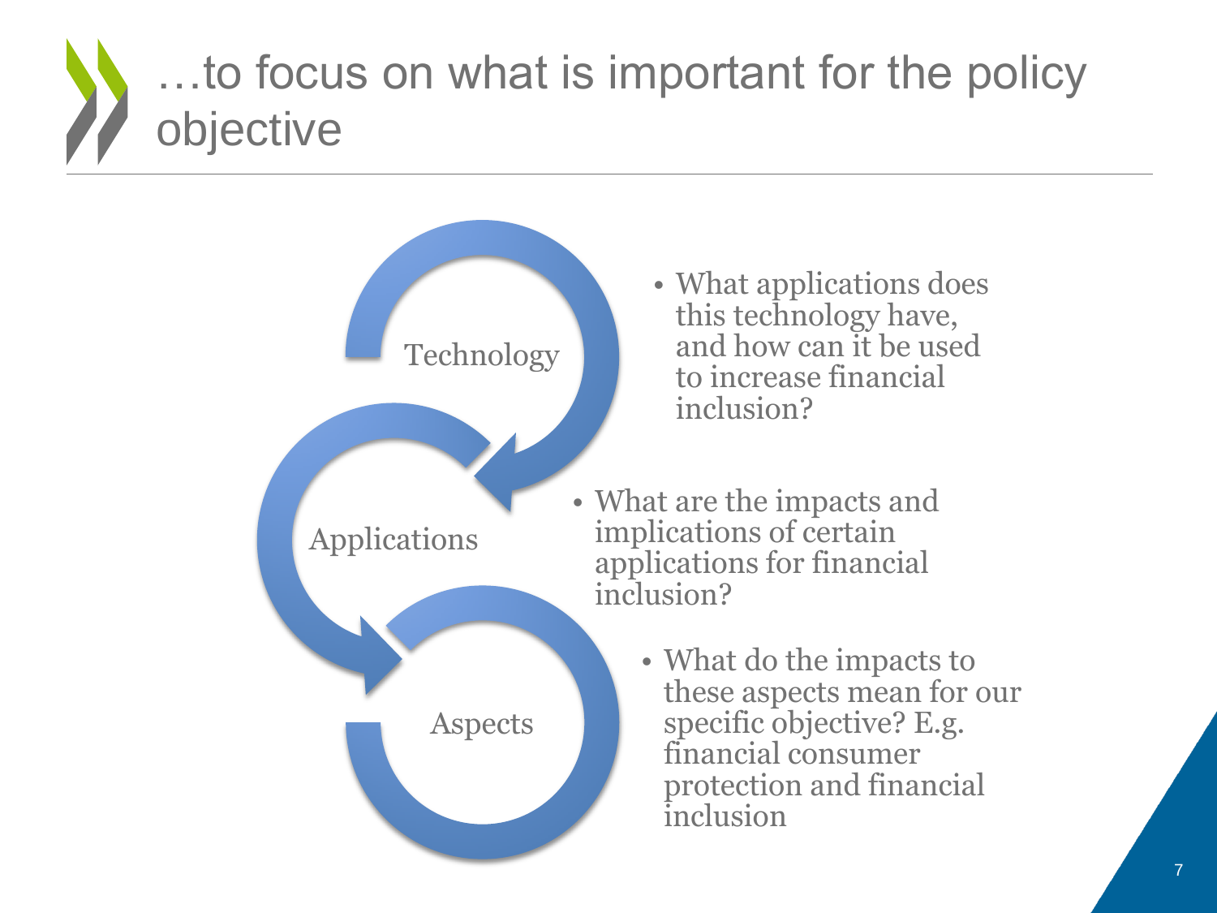# …to focus on what is important for the policy objective

Technology

- What applications does this technology have, and how can it be used to increase financial inclusion?

Applications

- What are the impacts and implications of certain applications for financial inclusion?

Aspects

- What do the impacts to these aspects mean for our specific objective? E.g. financial consumer protection and financial inclusion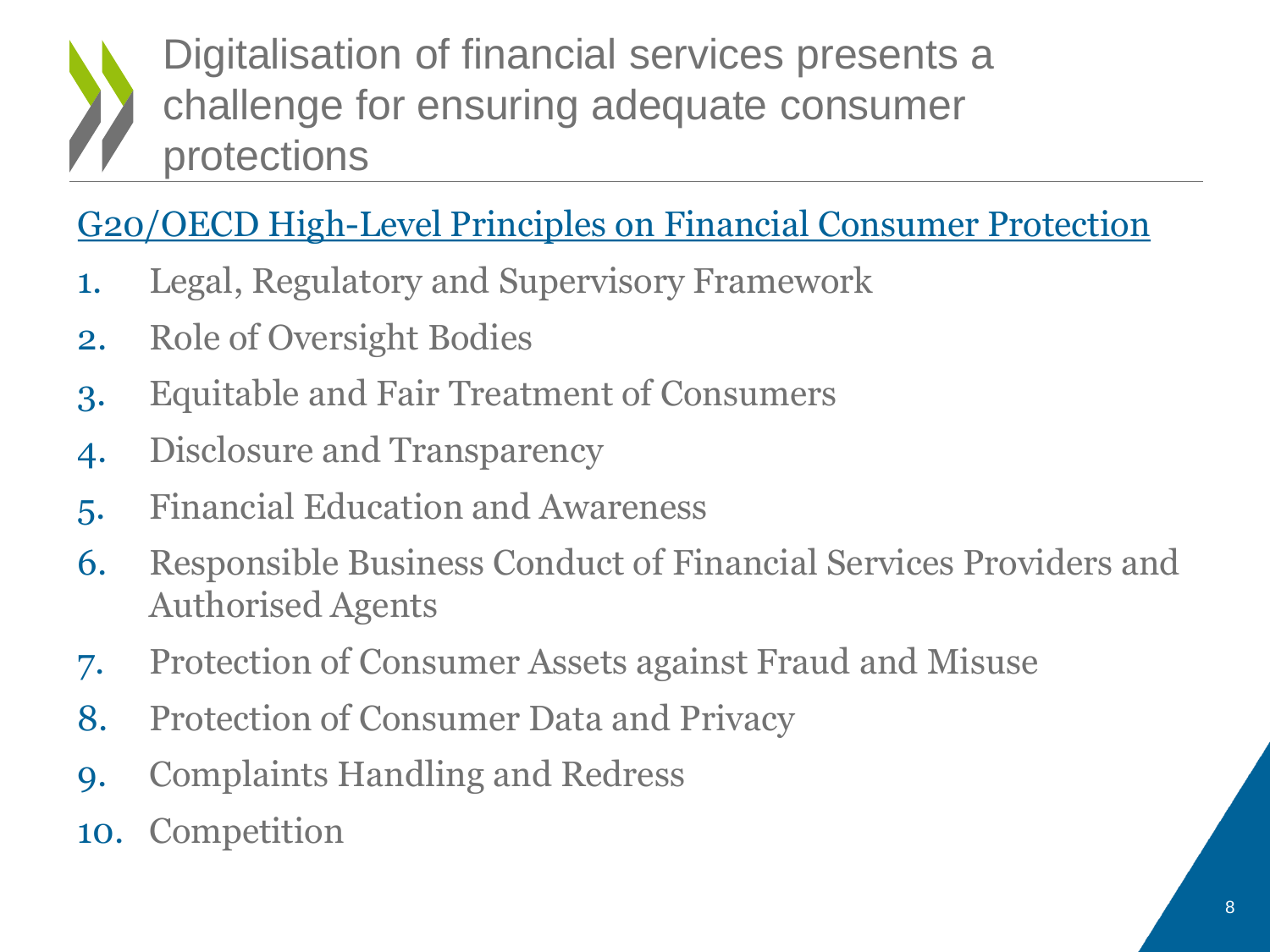# Digitalisation of financial services presents a challenge for ensuring adequate consumer protections

## G20/OECD High-Level Principles on Financial Consumer Protection

1. Legal, Regulatory and Supervisory Framework
2. Role of Oversight Bodies
3. Equitable and Fair Treatment of Consumers
4. Disclosure and Transparency
5. Financial Education and Awareness
6. Responsible Business Conduct of Financial Services Providers and Authorised Agents
7. Protection of Consumer Assets against Fraud and Misuse
8. Protection of Consumer Data and Privacy
9. Complaints Handling and Redress
10. Competition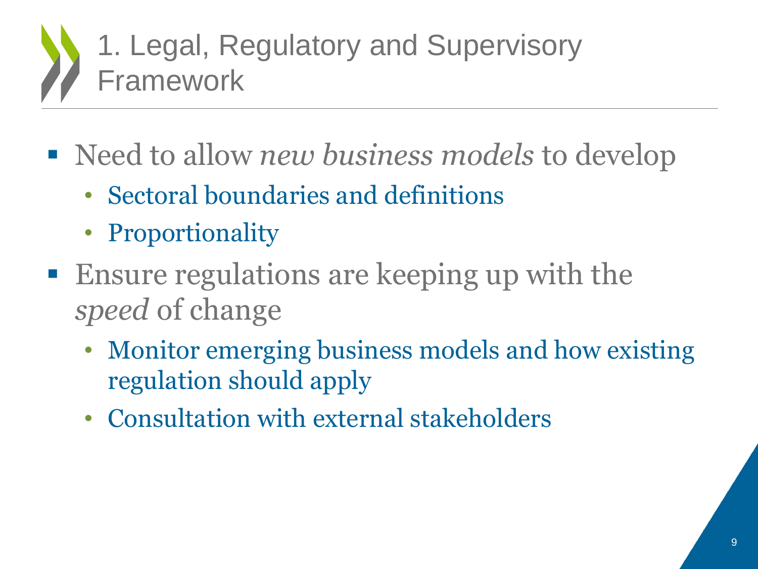# 1. Legal, Regulatory and Supervisory Framework

- Need to allow *new business models* to develop
  - Sectoral boundaries and definitions
  - Proportionality
- Ensure regulations are keeping up with the *speed* of change
  - Monitor emerging business models and how existing regulation should apply
  - Consultation with external stakeholders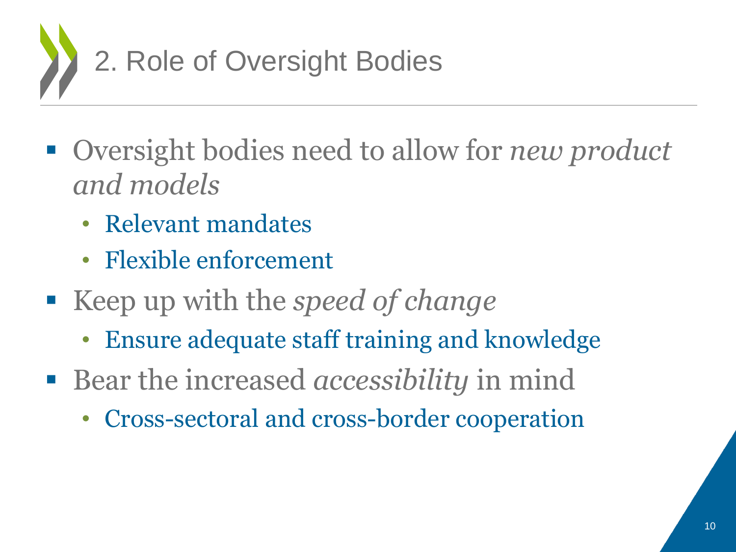# 2. Role of Oversight Bodies

- Oversight bodies need to allow for *new product and models*
  - Relevant mandates
  - Flexible enforcement
- Keep up with the *speed of change*
  - Ensure adequate staff training and knowledge
- Bear the increased *accessibility* in mind
  - Cross-sectoral and cross-border cooperation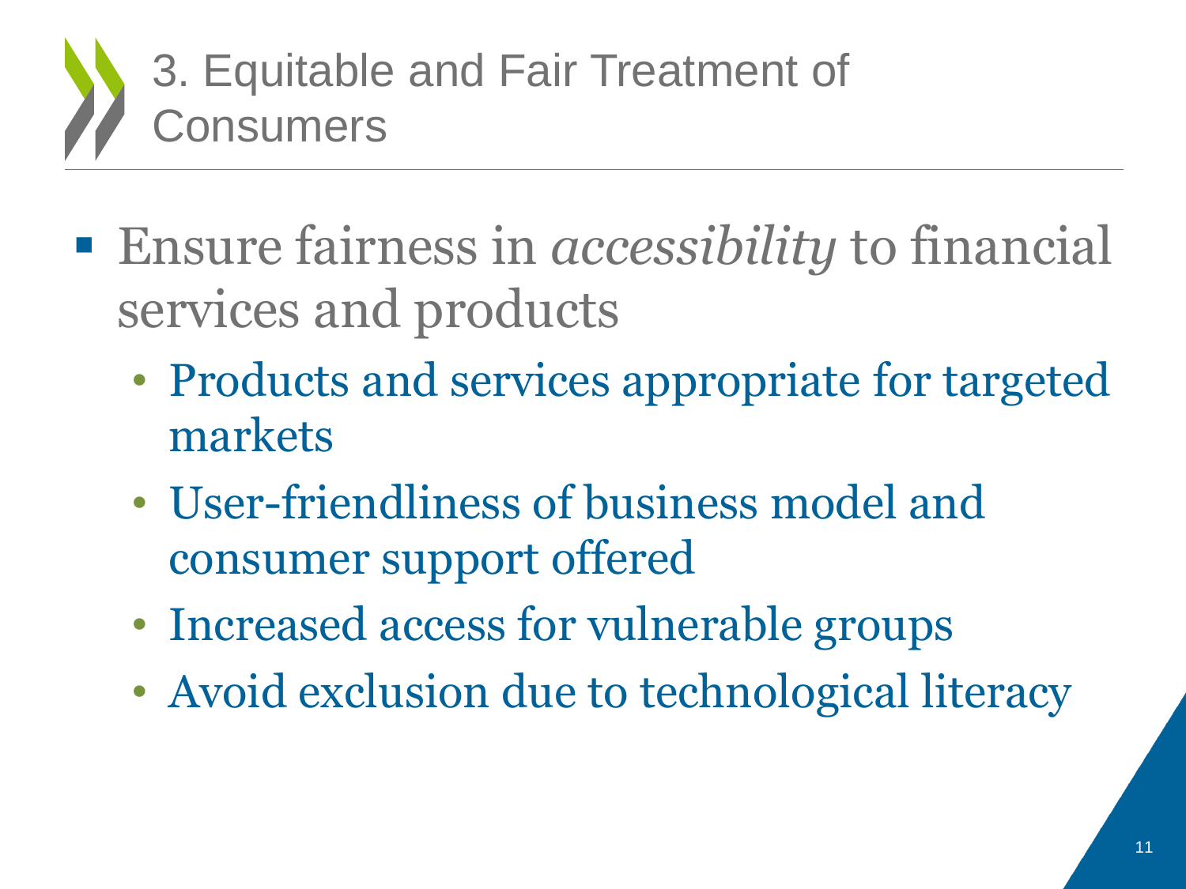# 3. Equitable and Fair Treatment of Consumers

- Ensure fairness in *accessibility* to financial services and products
  - Products and services appropriate for targeted markets
  - User-friendliness of business model and consumer support offered
  - Increased access for vulnerable groups
  - Avoid exclusion due to technological literacy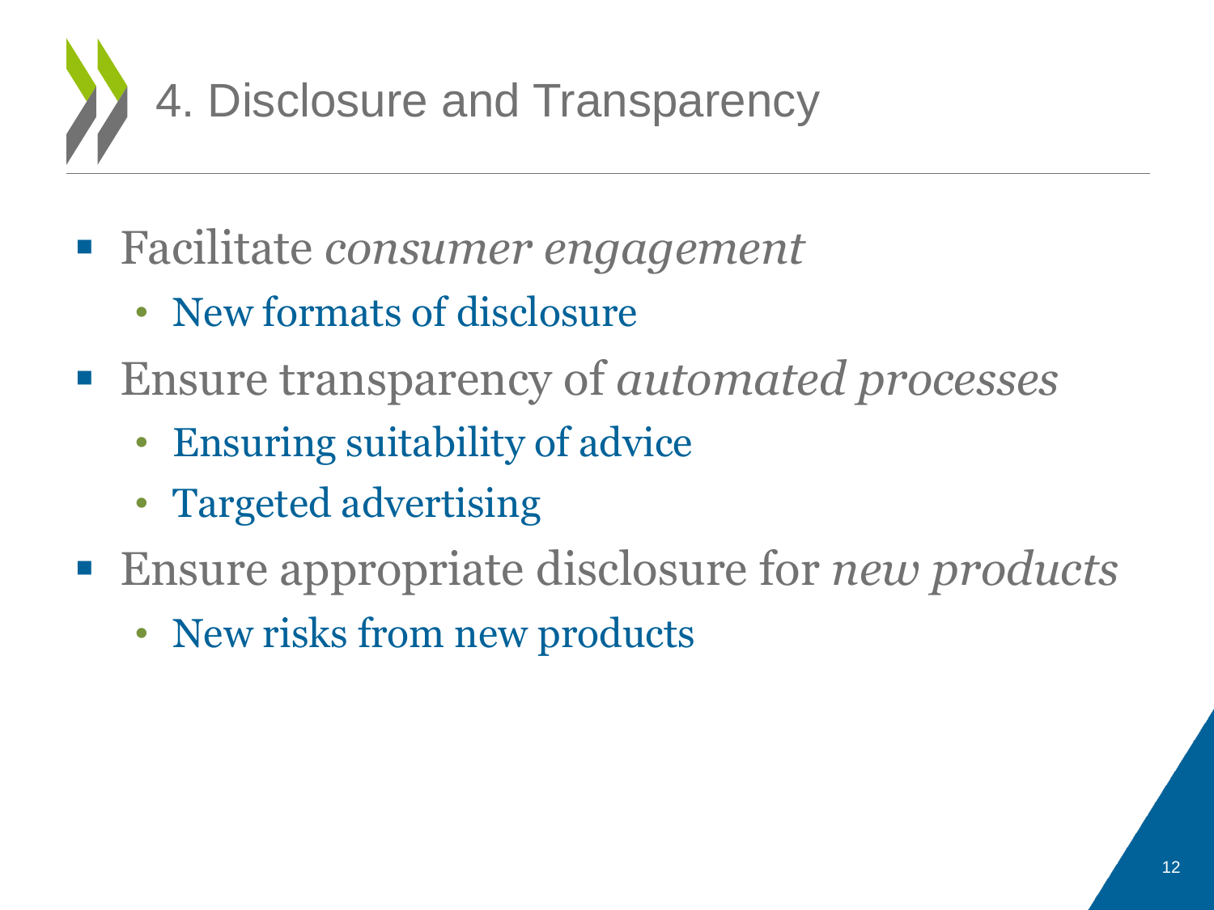# 4. Disclosure and Transparency

- Facilitate *consumer engagement*
  - New formats of disclosure
- Ensure transparency of *automated processes*
  - Ensuring suitability of advice
  - Targeted advertising
- Ensure appropriate disclosure for *new products*
  - New risks from new products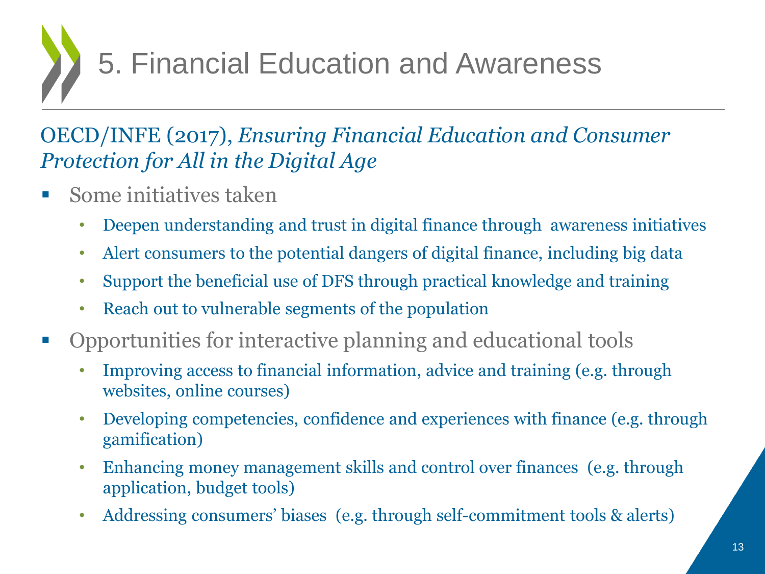# 5. Financial Education and Awareness

OECD/INFE (2017), *Ensuring Financial Education and Consumer Protection for All in the Digital Age*

- Some initiatives taken
  - Deepen understanding and trust in digital finance through awareness initiatives
  - Alert consumers to the potential dangers of digital finance, including big data
  - Support the beneficial use of DFS through practical knowledge and training
  - Reach out to vulnerable segments of the population
- Opportunities for interactive planning and educational tools
  - Improving access to financial information, advice and training (e.g. through websites, online courses)
  - Developing competencies, confidence and experiences with finance (e.g. through gamification)
  - Enhancing money management skills and control over finances (e.g. through application, budget tools)
  - Addressing consumers' biases (e.g. through self-commitment tools & alerts)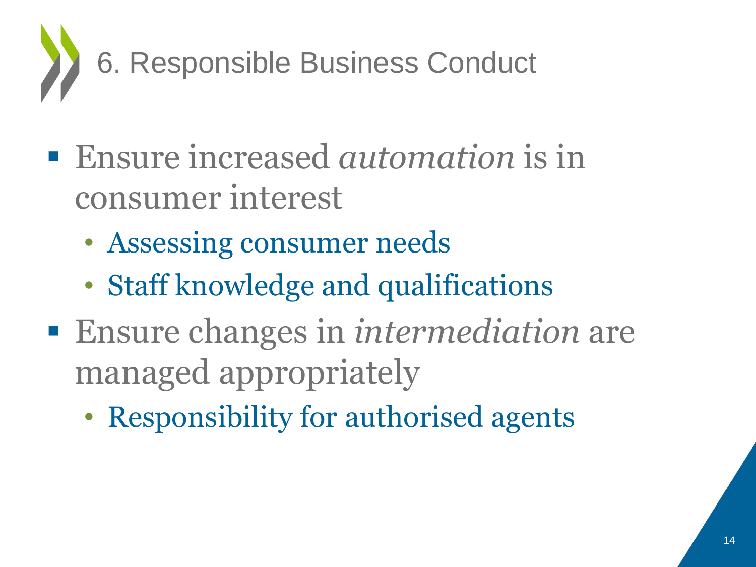# 6. Responsible Business Conduct

- Ensure increased *automation* is in consumer interest
  - Assessing consumer needs
  - Staff knowledge and qualifications
- Ensure changes in *intermediation* are managed appropriately
  - Responsibility for authorised agents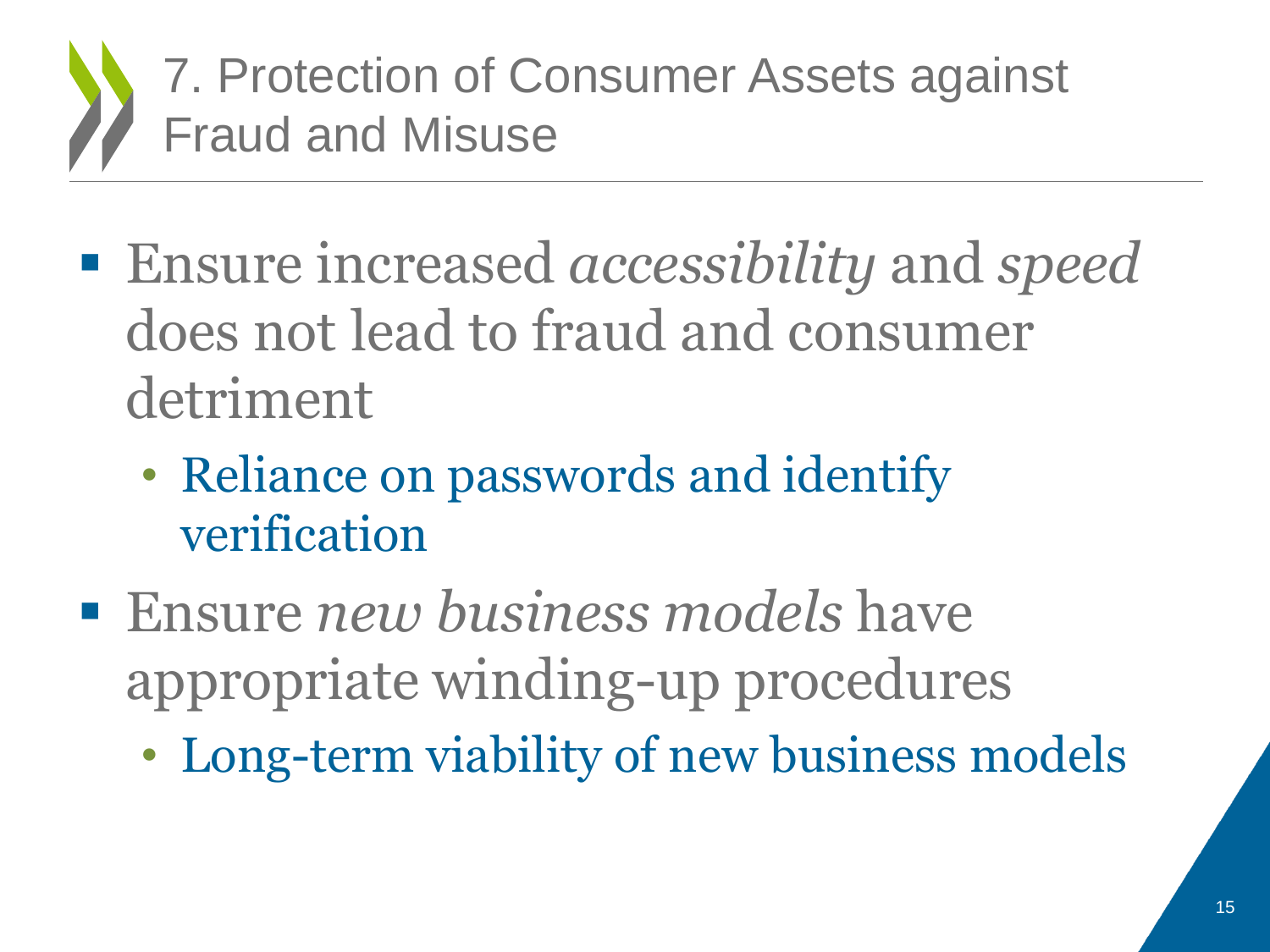# 7. Protection of Consumer Assets against Fraud and Misuse

- Ensure increased *accessibility* and *speed* does not lead to fraud and consumer detriment
  - Reliance on passwords and identify verification
- Ensure *new business models* have appropriate winding-up procedures
  - Long-term viability of new business models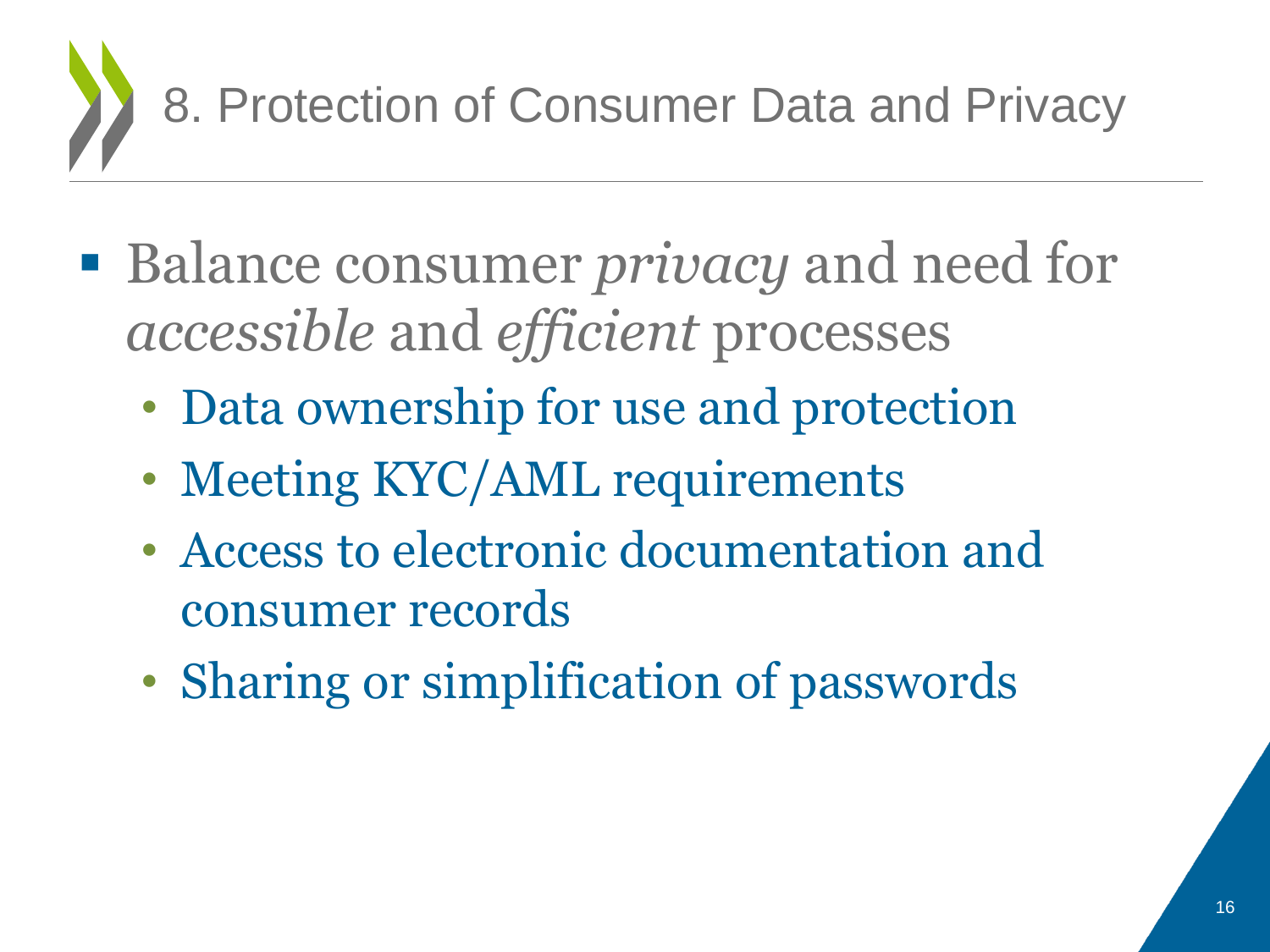# 8. Protection of Consumer Data and Privacy

- Balance consumer *privacy* and need for *accessible* and *efficient* processes
  - Data ownership for use and protection
  - Meeting KYC/AML requirements
  - Access to electronic documentation and consumer records
  - Sharing or simplification of passwords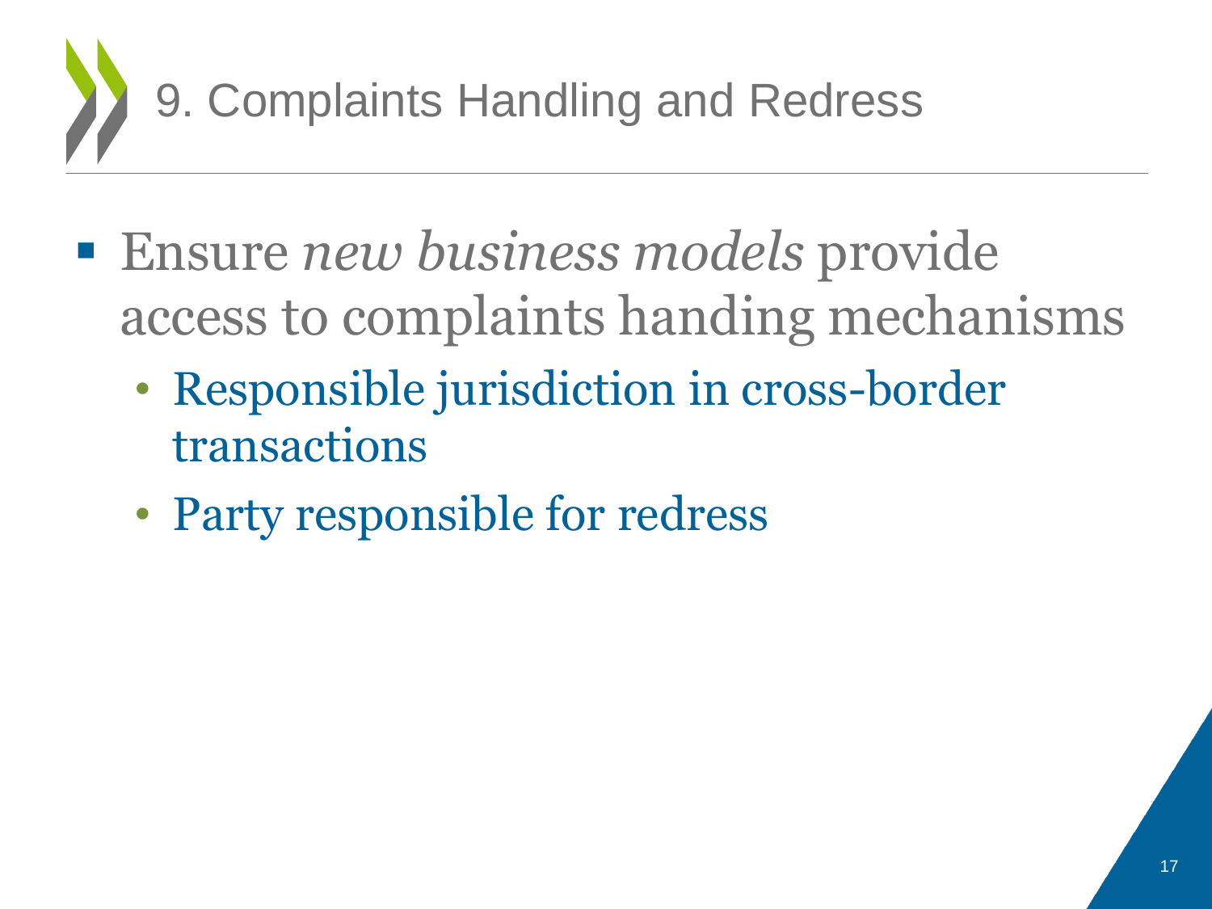# 9. Complaints Handling and Redress

- Ensure *new business models* provide access to complaints handing mechanisms
  - Responsible jurisdiction in cross-border transactions
  - Party responsible for redress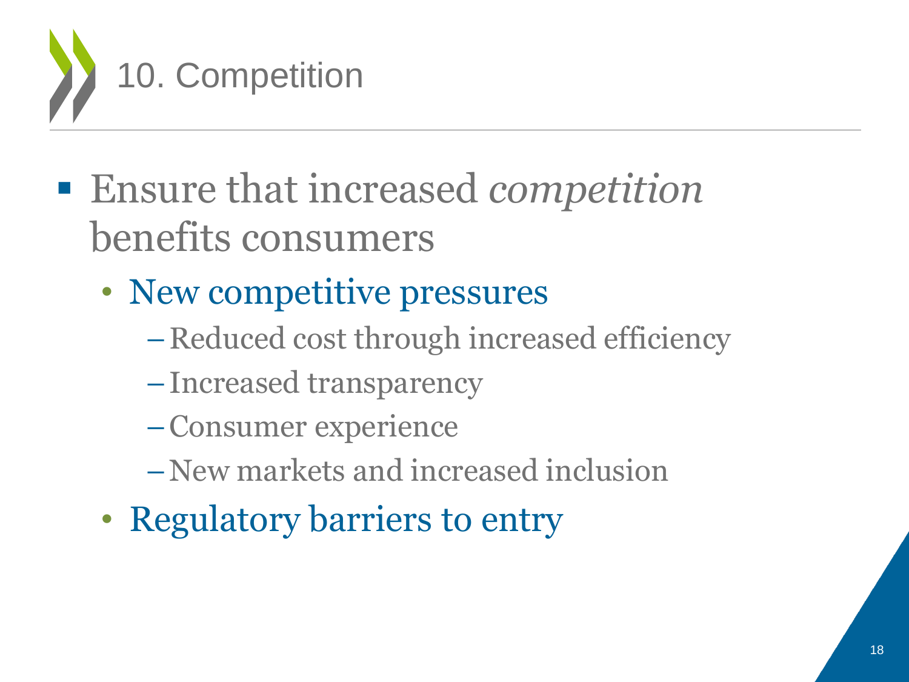# 10. Competition

- Ensure that increased *competition* benefits consumers
  - New competitive pressures
    - Reduced cost through increased efficiency
    - Increased transparency
    - Consumer experience
    - New markets and increased inclusion
  - Regulatory barriers to entry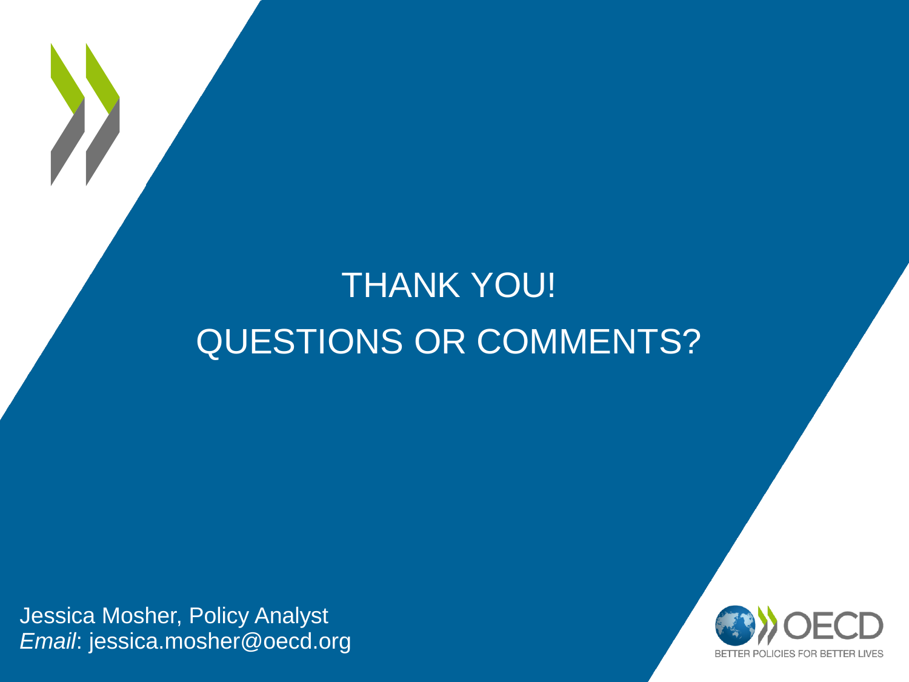# THANK YOU!

# QUESTIONS OR COMMENTS?

Jessica Mosher, Policy Analyst
*Email*: jessica.mosher@oecd.org

OECD
BETTER POLICIES FOR BETTER LIVES